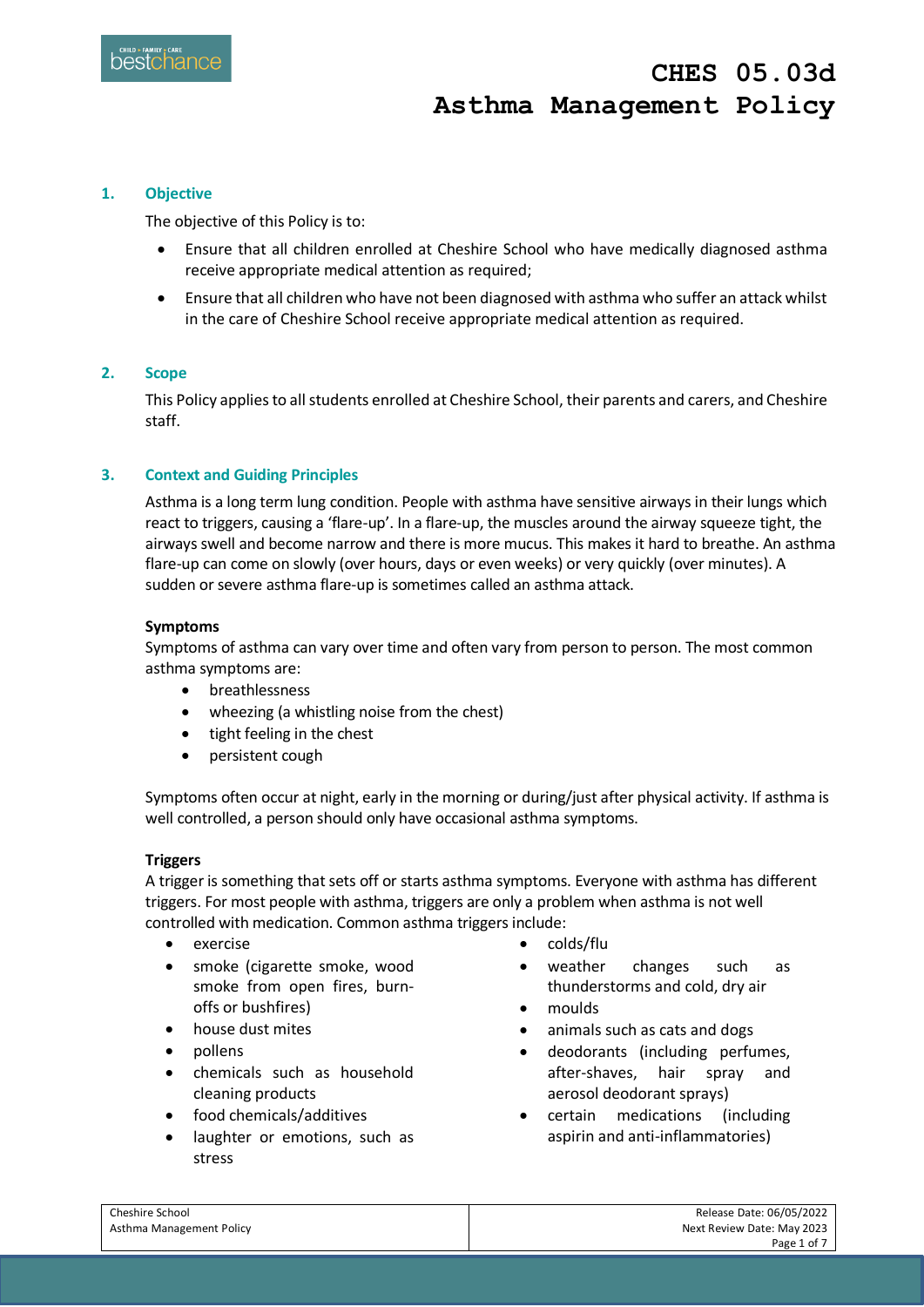# CHES 05.03d Asthma Management Policy

## 1. Objective

The objective of this Policy is to:

- Ensure that all children enrolled at Cheshire School who have medically diagnosed asthma receive appropriate medical attention as required;
- Ensure that all children who have not been diagnosed with asthma who suffer an attack whilst in the care of Cheshire School receive appropriate medical attention as required.

## 2. Scope

This Policy applies to all students enrolled at Cheshire School, their parents and carers, and Cheshire staff.

## 3. Context and Guiding Principles

Asthma is a long term lung condition. People with asthma have sensitive airways in their lungs which react to triggers, causing a 'flare-up'. In a flare-up, the muscles around the airway squeeze tight, the airways swell and become narrow and there is more mucus. This makes it hard to breathe. An asthma flare-up can come on slowly (over hours, days or even weeks) or very quickly (over minutes). A sudden or severe asthma flare-up is sometimes called an asthma attack.

**Symptoms**

Symptoms of asthma can vary over time and often vary from person to person. The most common asthma symptoms are:

- breathlessness
- wheezing (a whistling noise from the chest)
- tight feeling in the chest
- persistent cough

Symptoms often occur at night, early in the morning or during/just after physical activity. If asthma is well controlled, a person should only have occasional asthma symptoms.

**Triggers**

A trigger is something that sets off or starts asthma symptoms. Everyone with asthma has different triggers. For most people with asthma, triggers are only a problem when asthma is not well controlled with medication. Common asthma triggers include:

- exercise
- smoke (cigarette smoke, wood smoke from open fires, burn-offs or bushfires)
- house dust mites
- pollens
- chemicals such as household cleaning products
- food chemicals/additives
- laughter or emotions, such as stress
- colds/flu
- weather changes such as thunderstorms and cold, dry air
- moulds
- animals such as cats and dogs
- deodorants (including perfumes, after-shaves, hair spray and aerosol deodorant sprays)
- certain medications (including aspirin and anti-inflammatories)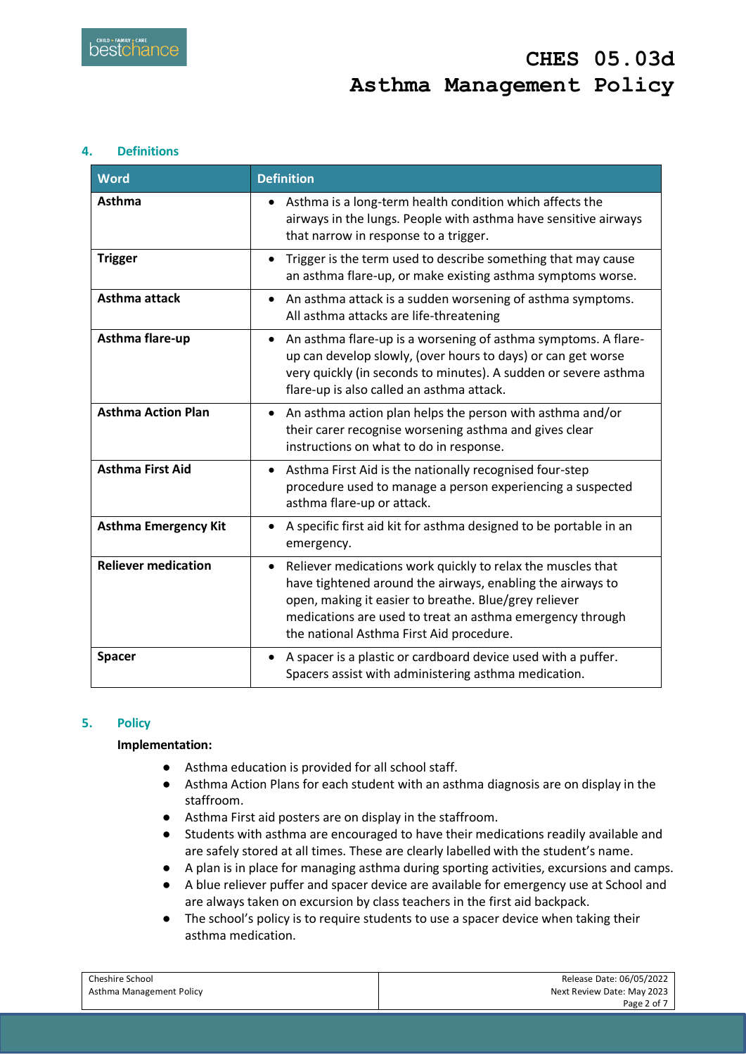## 4. Definitions

| Word | Definition |
|---|---|
| **Asthma** | • Asthma is a long-term health condition which affects the airways in the lungs. People with asthma have sensitive airways that narrow in response to a trigger. |
| **Trigger** | • Trigger is the term used to describe something that may cause an asthma flare-up, or make existing asthma symptoms worse. |
| **Asthma attack** | • An asthma attack is a sudden worsening of asthma symptoms. All asthma attacks are life-threatening |
| **Asthma flare-up** | • An asthma flare-up is a worsening of asthma symptoms. A flare-up can develop slowly, (over hours to days) or can get worse very quickly (in seconds to minutes). A sudden or severe asthma flare-up is also called an asthma attack. |
| **Asthma Action Plan** | • An asthma action plan helps the person with asthma and/or their carer recognise worsening asthma and gives clear instructions on what to do in response. |
| **Asthma First Aid** | • Asthma First Aid is the nationally recognised four-step procedure used to manage a person experiencing a suspected asthma flare-up or attack. |
| **Asthma Emergency Kit** | • A specific first aid kit for asthma designed to be portable in an emergency. |
| **Reliever medication** | • Reliever medications work quickly to relax the muscles that have tightened around the airways, enabling the airways to open, making it easier to breathe. Blue/grey reliever medications are used to treat an asthma emergency through the national Asthma First Aid procedure. |
| **Spacer** | • A spacer is a plastic or cardboard device used with a puffer. Spacers assist with administering asthma medication. |

## 5. Policy

**Implementation:**

- Asthma education is provided for all school staff.
- Asthma Action Plans for each student with an asthma diagnosis are on display in the staffroom.
- Asthma First aid posters are on display in the staffroom.
- Students with asthma are encouraged to have their medications readily available and are safely stored at all times. These are clearly labelled with the student's name.
- A plan is in place for managing asthma during sporting activities, excursions and camps.
- A blue reliever puffer and spacer device are available for emergency use at School and are always taken on excursion by class teachers in the first aid backpack.
- The school's policy is to require students to use a spacer device when taking their asthma medication.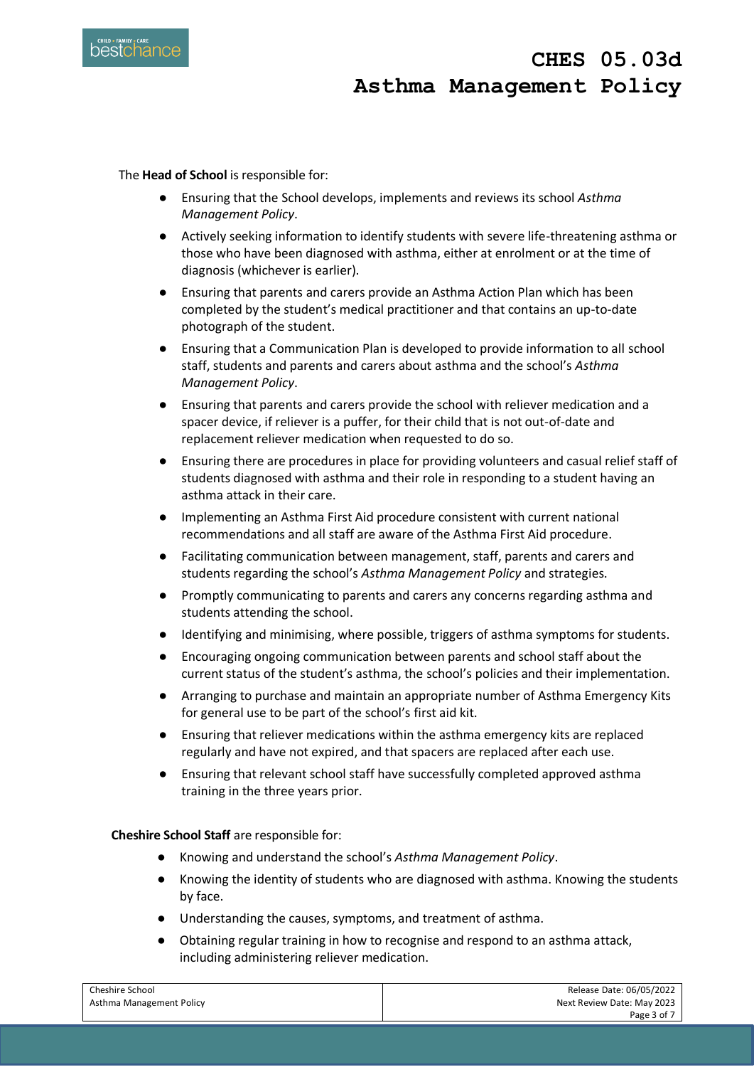The **Head of School** is responsible for:

- Ensuring that the School develops, implements and reviews its school *Asthma Management Policy*.
- Actively seeking information to identify students with severe life-threatening asthma or those who have been diagnosed with asthma, either at enrolment or at the time of diagnosis (whichever is earlier).
- Ensuring that parents and carers provide an Asthma Action Plan which has been completed by the student's medical practitioner and that contains an up-to-date photograph of the student.
- Ensuring that a Communication Plan is developed to provide information to all school staff, students and parents and carers about asthma and the school's *Asthma Management Policy*.
- Ensuring that parents and carers provide the school with reliever medication and a spacer device, if reliever is a puffer, for their child that is not out-of-date and replacement reliever medication when requested to do so.
- Ensuring there are procedures in place for providing volunteers and casual relief staff of students diagnosed with asthma and their role in responding to a student having an asthma attack in their care.
- Implementing an Asthma First Aid procedure consistent with current national recommendations and all staff are aware of the Asthma First Aid procedure.
- Facilitating communication between management, staff, parents and carers and students regarding the school's *Asthma Management Policy* and strategies.
- Promptly communicating to parents and carers any concerns regarding asthma and students attending the school.
- Identifying and minimising, where possible, triggers of asthma symptoms for students.
- Encouraging ongoing communication between parents and school staff about the current status of the student's asthma, the school's policies and their implementation.
- Arranging to purchase and maintain an appropriate number of Asthma Emergency Kits for general use to be part of the school's first aid kit.
- Ensuring that reliever medications within the asthma emergency kits are replaced regularly and have not expired, and that spacers are replaced after each use.
- Ensuring that relevant school staff have successfully completed approved asthma training in the three years prior.

**Cheshire School Staff** are responsible for:

- Knowing and understand the school's *Asthma Management Policy*.
- Knowing the identity of students who are diagnosed with asthma. Knowing the students by face.
- Understanding the causes, symptoms, and treatment of asthma.
- Obtaining regular training in how to recognise and respond to an asthma attack, including administering reliever medication.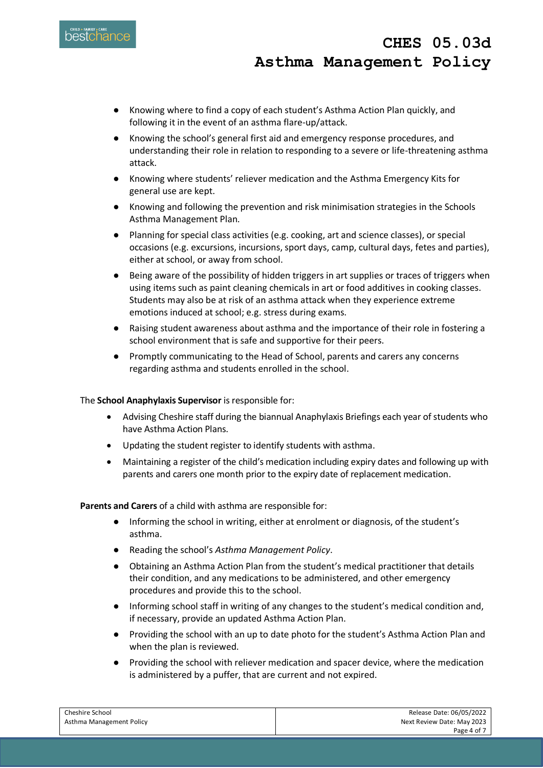- Knowing where to find a copy of each student's Asthma Action Plan quickly, and following it in the event of an asthma flare-up/attack.
- Knowing the school's general first aid and emergency response procedures, and understanding their role in relation to responding to a severe or life-threatening asthma attack.
- Knowing where students' reliever medication and the Asthma Emergency Kits for general use are kept.
- Knowing and following the prevention and risk minimisation strategies in the Schools Asthma Management Plan.
- Planning for special class activities (e.g. cooking, art and science classes), or special occasions (e.g. excursions, incursions, sport days, camp, cultural days, fetes and parties), either at school, or away from school.
- Being aware of the possibility of hidden triggers in art supplies or traces of triggers when using items such as paint cleaning chemicals in art or food additives in cooking classes. Students may also be at risk of an asthma attack when they experience extreme emotions induced at school; e.g. stress during exams.
- Raising student awareness about asthma and the importance of their role in fostering a school environment that is safe and supportive for their peers.
- Promptly communicating to the Head of School, parents and carers any concerns regarding asthma and students enrolled in the school.

The **School Anaphylaxis Supervisor** is responsible for:

- Advising Cheshire staff during the biannual Anaphylaxis Briefings each year of students who have Asthma Action Plans.
- Updating the student register to identify students with asthma.
- Maintaining a register of the child's medication including expiry dates and following up with parents and carers one month prior to the expiry date of replacement medication.

**Parents and Carers** of a child with asthma are responsible for:

- Informing the school in writing, either at enrolment or diagnosis, of the student's asthma.
- Reading the school's *Asthma Management Policy*.
- Obtaining an Asthma Action Plan from the student's medical practitioner that details their condition, and any medications to be administered, and other emergency procedures and provide this to the school.
- Informing school staff in writing of any changes to the student's medical condition and, if necessary, provide an updated Asthma Action Plan.
- Providing the school with an up to date photo for the student's Asthma Action Plan and when the plan is reviewed.
- Providing the school with reliever medication and spacer device, where the medication is administered by a puffer, that are current and not expired.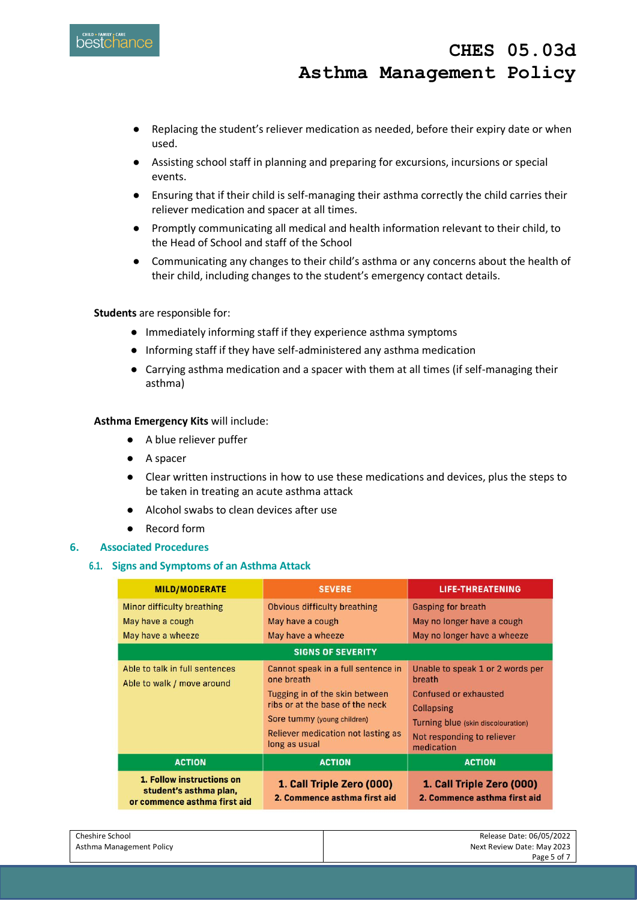- Replacing the student's reliever medication as needed, before their expiry date or when used.
- Assisting school staff in planning and preparing for excursions, incursions or special events.
- Ensuring that if their child is self-managing their asthma correctly the child carries their reliever medication and spacer at all times.
- Promptly communicating all medical and health information relevant to their child, to the Head of School and staff of the School
- Communicating any changes to their child's asthma or any concerns about the health of their child, including changes to the student's emergency contact details.

**Students** are responsible for:

- Immediately informing staff if they experience asthma symptoms
- Informing staff if they have self-administered any asthma medication
- Carrying asthma medication and a spacer with them at all times (if self-managing their asthma)

**Asthma Emergency Kits** will include:

- A blue reliever puffer
- A spacer
- Clear written instructions in how to use these medications and devices, plus the steps to be taken in treating an acute asthma attack
- Alcohol swabs to clean devices after use
- Record form

## 6. Associated Procedures

### 6.1. Signs and Symptoms of an Asthma Attack

| MILD/MODERATE | SEVERE | LIFE-THREATENING |
|---|---|---|
| Minor difficulty breathing<br>May have a cough<br>May have a wheeze | Obvious difficulty breathing<br>May have a cough<br>May have a wheeze | Gasping for breath<br>May no longer have a cough<br>May no longer have a wheeze |
| **SIGNS OF SEVERITY** | | |
| Able to talk in full sentences<br>Able to walk / move around | Cannot speak in a full sentence in one breath<br>Tugging in of the skin between ribs or at the base of the neck<br>Sore tummy (young children)<br>Reliever medication not lasting as long as usual | Unable to speak 1 or 2 words per breath<br>Confused or exhausted<br>Collapsing<br>Turning blue (skin discolouration)<br>Not responding to reliever medication |
| **ACTION** | **ACTION** | **ACTION** |
| **1. Follow instructions on student's asthma plan, or commence asthma first aid** | **1. Call Triple Zero (000)**<br>**2. Commence asthma first aid** | **1. Call Triple Zero (000)**<br>**2. Commence asthma first aid** |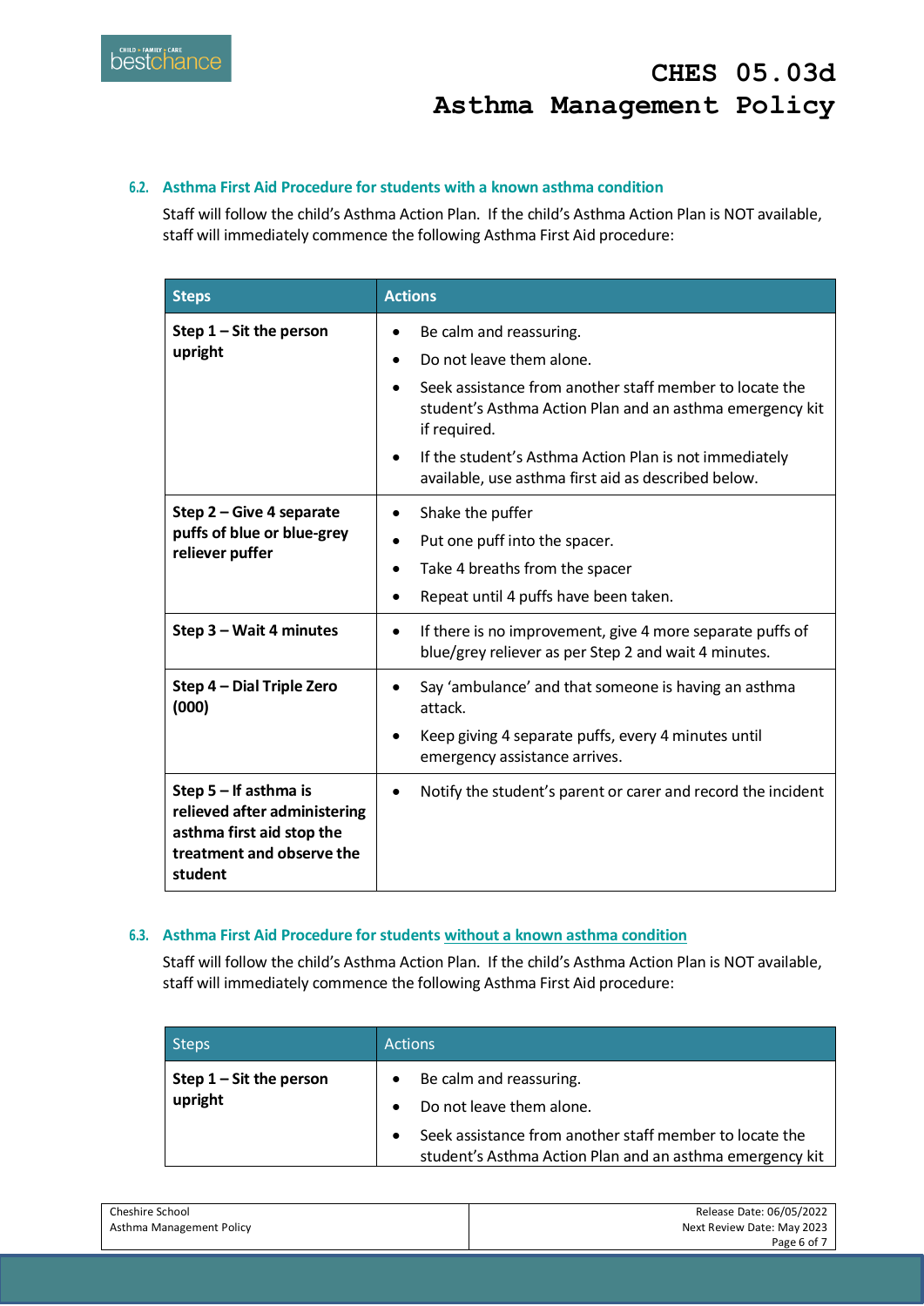### 6.2. Asthma First Aid Procedure for students with a known asthma condition

Staff will follow the child's Asthma Action Plan. If the child's Asthma Action Plan is NOT available, staff will immediately commence the following Asthma First Aid procedure:

| Steps | Actions |
|---|---|
| **Step 1 – Sit the person upright** | • Be calm and reassuring.<br>• Do not leave them alone.<br>• Seek assistance from another staff member to locate the student's Asthma Action Plan and an asthma emergency kit if required.<br>• If the student's Asthma Action Plan is not immediately available, use asthma first aid as described below. |
| **Step 2 – Give 4 separate puffs of blue or blue-grey reliever puffer** | • Shake the puffer<br>• Put one puff into the spacer.<br>• Take 4 breaths from the spacer<br>• Repeat until 4 puffs have been taken. |
| **Step 3 – Wait 4 minutes** | • If there is no improvement, give 4 more separate puffs of blue/grey reliever as per Step 2 and wait 4 minutes. |
| **Step 4 – Dial Triple Zero (000)** | • Say 'ambulance' and that someone is having an asthma attack.<br>• Keep giving 4 separate puffs, every 4 minutes until emergency assistance arrives. |
| **Step 5 – If asthma is relieved after administering asthma first aid stop the treatment and observe the student** | • Notify the student's parent or carer and record the incident |

### 6.3. Asthma First Aid Procedure for students without a known asthma condition

Staff will follow the child's Asthma Action Plan. If the child's Asthma Action Plan is NOT available, staff will immediately commence the following Asthma First Aid procedure:

| Steps | Actions |
|---|---|
| **Step 1 – Sit the person upright** | • Be calm and reassuring.<br>• Do not leave them alone.<br>• Seek assistance from another staff member to locate the student's Asthma Action Plan and an asthma emergency kit |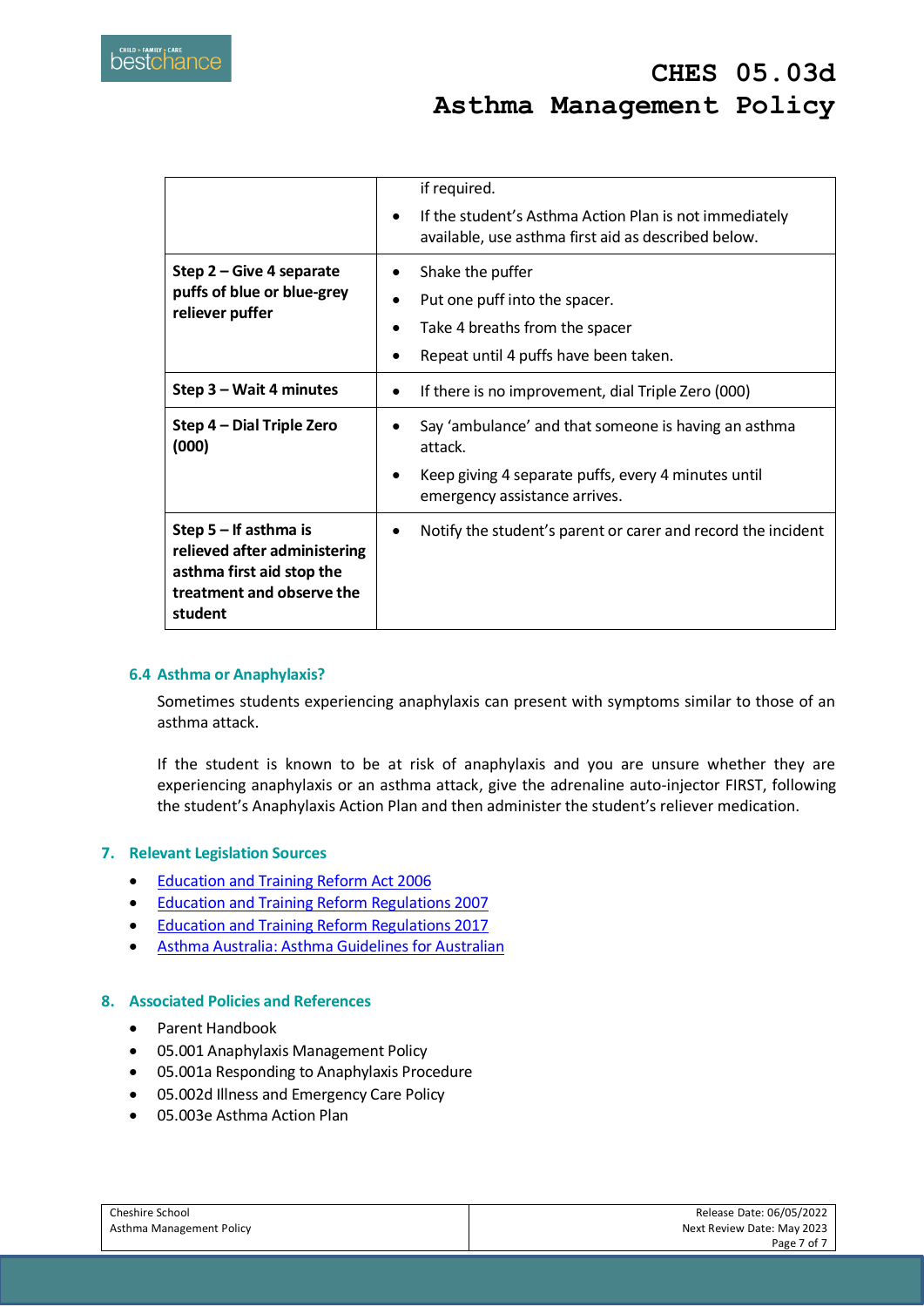| | |
|---|---|
| | if required.<br>• If the student's Asthma Action Plan is not immediately available, use asthma first aid as described below. |
| **Step 2 – Give 4 separate puffs of blue or blue-grey reliever puffer** | • Shake the puffer<br>• Put one puff into the spacer.<br>• Take 4 breaths from the spacer<br>• Repeat until 4 puffs have been taken. |
| **Step 3 – Wait 4 minutes** | • If there is no improvement, dial Triple Zero (000) |
| **Step 4 – Dial Triple Zero (000)** | • Say 'ambulance' and that someone is having an asthma attack.<br>• Keep giving 4 separate puffs, every 4 minutes until emergency assistance arrives. |
| **Step 5 – If asthma is relieved after administering asthma first aid stop the treatment and observe the student** | • Notify the student's parent or carer and record the incident |

### 6.4 Asthma or Anaphylaxis?

Sometimes students experiencing anaphylaxis can present with symptoms similar to those of an asthma attack.

If the student is known to be at risk of anaphylaxis and you are unsure whether they are experiencing anaphylaxis or an asthma attack, give the adrenaline auto-injector FIRST, following the student's Anaphylaxis Action Plan and then administer the student's reliever medication.

## 7. Relevant Legislation Sources

- Education and Training Reform Act 2006
- Education and Training Reform Regulations 2007
- Education and Training Reform Regulations 2017
- Asthma Australia: Asthma Guidelines for Australian

## 8. Associated Policies and References

- Parent Handbook
- 05.001 Anaphylaxis Management Policy
- 05.001a Responding to Anaphylaxis Procedure
- 05.002d Illness and Emergency Care Policy
- 05.003e Asthma Action Plan